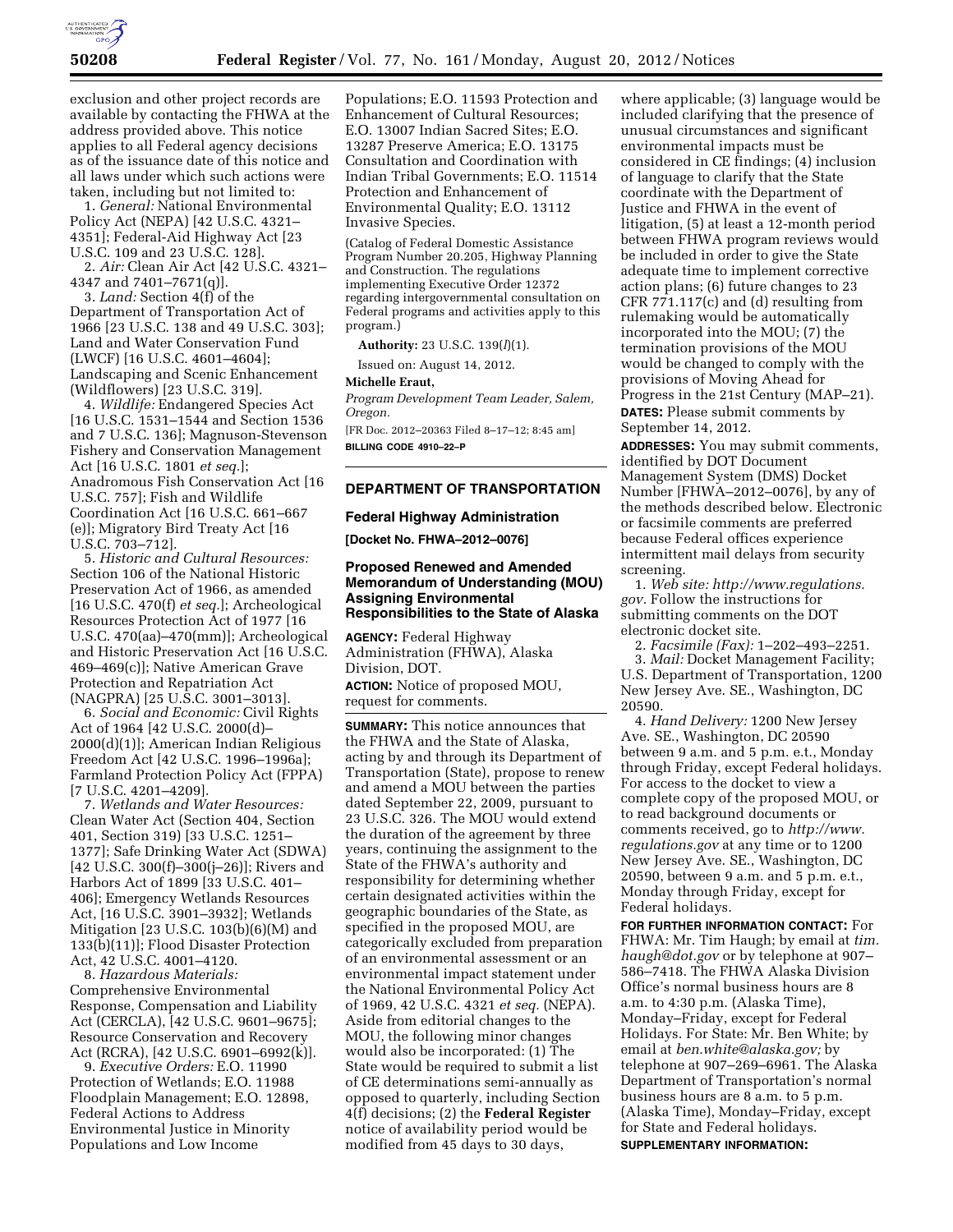exclusion and other project records are available by contacting the FHWA at the address provided above. This notice applies to all Federal agency decisions as of the issuance date of this notice and all laws under which such actions were taken, including but not limited to:

1. *General:* National Environmental Policy Act (NEPA) [42 U.S.C. 4321–4351]; Federal-Aid Highway Act [23 U.S.C. 109 and 23 U.S.C. 128].

2. *Air:* Clean Air Act [42 U.S.C. 4321–4347 and 7401–7671(q)].

3. *Land:* Section 4(f) of the Department of Transportation Act of 1966 [23 U.S.C. 138 and 49 U.S.C. 303]; Land and Water Conservation Fund (LWCF) [16 U.S.C. 4601–4604]; Landscaping and Scenic Enhancement (Wildflowers) [23 U.S.C. 319].

4. *Wildlife:* Endangered Species Act [16 U.S.C. 1531–1544 and Section 1536 and 7 U.S.C. 136]; Magnuson-Stevenson Fishery and Conservation Management Act [16 U.S.C. 1801 *et seq.*]; Anadromous Fish Conservation Act [16 U.S.C. 757]; Fish and Wildlife Coordination Act [16 U.S.C. 661–667 (e)]; Migratory Bird Treaty Act [16 U.S.C. 703–712].

5. *Historic and Cultural Resources:* Section 106 of the National Historic Preservation Act of 1966, as amended [16 U.S.C. 470(f) *et seq.*]; Archeological Resources Protection Act of 1977 [16 U.S.C. 470(aa)–470(mm)]; Archeological and Historic Preservation Act [16 U.S.C. 469–469(c)]; Native American Grave Protection and Repatriation Act (NAGPRA) [25 U.S.C. 3001–3013].

6. *Social and Economic:* Civil Rights Act of 1964 [42 U.S.C. 2000(d)–2000(d)(1)]; American Indian Religious Freedom Act [42 U.S.C. 1996–1996a]; Farmland Protection Policy Act (FPPA) [7 U.S.C. 4201–4209].

7. *Wetlands and Water Resources:* Clean Water Act (Section 404, Section 401, Section 319) [33 U.S.C. 1251–1377]; Safe Drinking Water Act (SDWA) [42 U.S.C. 300(f)–300(j–26)]; Rivers and Harbors Act of 1899 [33 U.S.C. 401–406]; Emergency Wetlands Resources Act, [16 U.S.C. 3901–3932]; Wetlands Mitigation [23 U.S.C. 103(b)(6)(M) and 133(b)(11)]; Flood Disaster Protection Act, 42 U.S.C. 4001–4120.

8. *Hazardous Materials:* Comprehensive Environmental Response, Compensation and Liability Act (CERCLA), [42 U.S.C. 9601–9675]; Resource Conservation and Recovery Act (RCRA), [42 U.S.C. 6901–6992(k)].

9. *Executive Orders:* E.O. 11990 Protection of Wetlands; E.O. 11988 Floodplain Management; E.O. 12898, Federal Actions to Address Environmental Justice in Minority Populations and Low Income Populations; E.O. 11593 Protection and Enhancement of Cultural Resources; E.O. 13007 Indian Sacred Sites; E.O. 13287 Preserve America; E.O. 13175 Consultation and Coordination with Indian Tribal Governments; E.O. 11514 Protection and Enhancement of Environmental Quality; E.O. 13112 Invasive Species.

(Catalog of Federal Domestic Assistance Program Number 20.205, Highway Planning and Construction. The regulations implementing Executive Order 12372 regarding intergovernmental consultation on Federal programs and activities apply to this program.)

**Authority:** 23 U.S.C. 139(*l*)(1).

Issued on: August 14, 2012.

**Michelle Eraut,**

*Program Development Team Leader, Salem, Oregon.*

[FR Doc. 2012–20363 Filed 8–17–12; 8:45 am]

**BILLING CODE 4910–22–P**

## DEPARTMENT OF TRANSPORTATION

### Federal Highway Administration

**[Docket No. FHWA–2012–0076]**

### Proposed Renewed and Amended Memorandum of Understanding (MOU) Assigning Environmental Responsibilities to the State of Alaska

**AGENCY:** Federal Highway Administration (FHWA), Alaska Division, DOT.

**ACTION:** Notice of proposed MOU, request for comments.

**SUMMARY:** This notice announces that the FHWA and the State of Alaska, acting by and through its Department of Transportation (State), propose to renew and amend a MOU between the parties dated September 22, 2009, pursuant to 23 U.S.C. 326. The MOU would extend the duration of the agreement by three years, continuing the assignment to the State of the FHWA's authority and responsibility for determining whether certain designated activities within the geographic boundaries of the State, as specified in the proposed MOU, are categorically excluded from preparation of an environmental assessment or an environmental impact statement under the National Environmental Policy Act of 1969, 42 U.S.C. 4321 *et seq.* (NEPA). Aside from editorial changes to the MOU, the following minor changes would also be incorporated: (1) The State would be required to submit a list of CE determinations semi-annually as opposed to quarterly, including Section 4(f) decisions; (2) the **Federal Register** notice of availability period would be modified from 45 days to 30 days, where applicable; (3) language would be included clarifying that the presence of unusual circumstances and significant environmental impacts must be considered in CE findings; (4) inclusion of language to clarify that the State coordinate with the Department of Justice and FHWA in the event of litigation, (5) at least a 12-month period between FHWA program reviews would be included in order to give the State adequate time to implement corrective action plans; (6) future changes to 23 CFR 771.117(c) and (d) resulting from rulemaking would be automatically incorporated into the MOU; (7) the termination provisions of the MOU would be changed to comply with the provisions of Moving Ahead for Progress in the 21st Century (MAP–21).

**DATES:** Please submit comments by September 14, 2012.

**ADDRESSES:** You may submit comments, identified by DOT Document Management System (DMS) Docket Number [FHWA–2012–0076], by any of the methods described below. Electronic or facsimile comments are preferred because Federal offices experience intermittent mail delays from security screening.

1. *Web site: http://www.regulations.gov.* Follow the instructions for submitting comments on the DOT electronic docket site.

2. *Facsimile (Fax):* 1–202–493–2251.

3. *Mail:* Docket Management Facility; U.S. Department of Transportation, 1200 New Jersey Ave. SE., Washington, DC 20590.

4. *Hand Delivery:* 1200 New Jersey Ave. SE., Washington, DC 20590 between 9 a.m. and 5 p.m. e.t., Monday through Friday, except Federal holidays. For access to the docket to view a complete copy of the proposed MOU, or to read background documents or comments received, go to *http://www.regulations.gov* at any time or to 1200 New Jersey Ave. SE., Washington, DC 20590, between 9 a.m. and 5 p.m. e.t., Monday through Friday, except for Federal holidays.

**FOR FURTHER INFORMATION CONTACT:** For FHWA: Mr. Tim Haugh; by email at *tim.haugh@dot.gov* or by telephone at 907–586–7418. The FHWA Alaska Division Office's normal business hours are 8 a.m. to 4:30 p.m. (Alaska Time), Monday–Friday, except for Federal Holidays. For State: Mr. Ben White; by email at *ben.white@alaska.gov;* by telephone at 907–269–6961. The Alaska Department of Transportation's normal business hours are 8 a.m. to 5 p.m. (Alaska Time), Monday–Friday, except for State and Federal holidays.

**SUPPLEMENTARY INFORMATION:**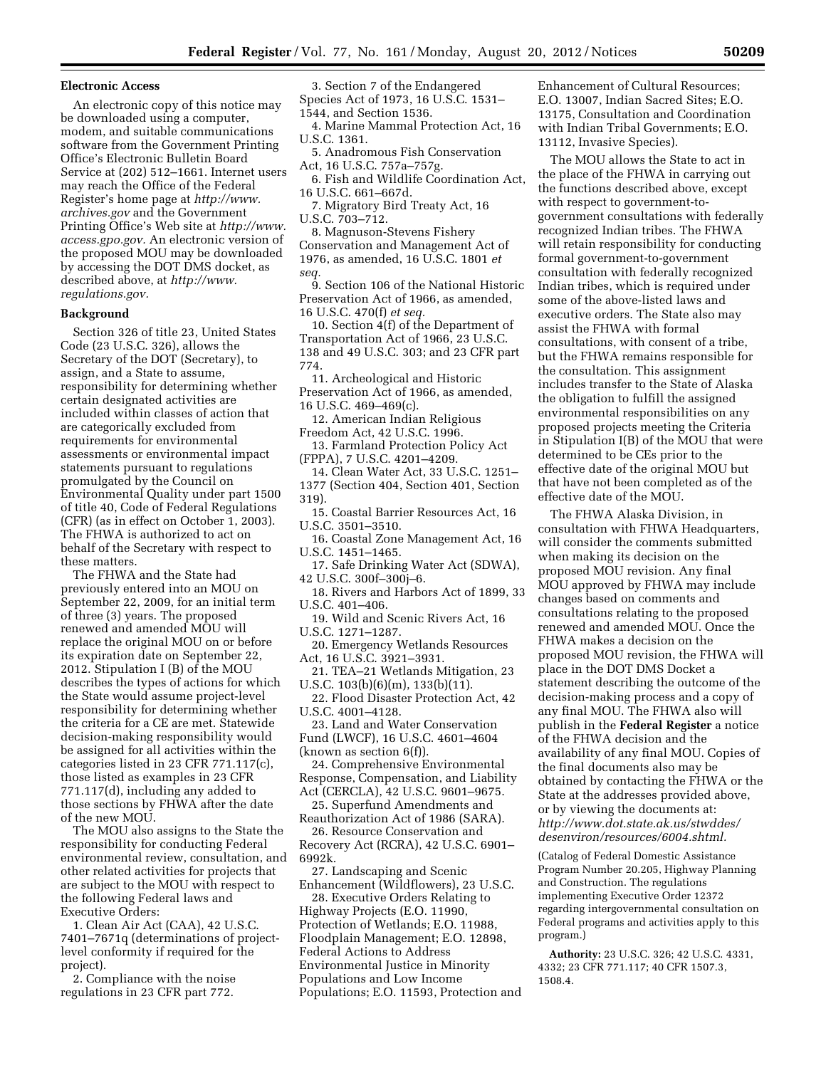### Electronic Access

An electronic copy of this notice may be downloaded using a computer, modem, and suitable communications software from the Government Printing Office's Electronic Bulletin Board Service at (202) 512–1661. Internet users may reach the Office of the Federal Register's home page at *http://www.archives.gov* and the Government Printing Office's Web site at *http://www.access.gpo.gov.* An electronic version of the proposed MOU may be downloaded by accessing the DOT DMS docket, as described above, at *http://www.regulations.gov.*

### Background

Section 326 of title 23, United States Code (23 U.S.C. 326), allows the Secretary of the DOT (Secretary), to assign, and a State to assume, responsibility for determining whether certain designated activities are included within classes of action that are categorically excluded from requirements for environmental assessments or environmental impact statements pursuant to regulations promulgated by the Council on Environmental Quality under part 1500 of title 40, Code of Federal Regulations (CFR) (as in effect on October 1, 2003). The FHWA is authorized to act on behalf of the Secretary with respect to these matters.

The FHWA and the State had previously entered into an MOU on September 22, 2009, for an initial term of three (3) years. The proposed renewed and amended MOU will replace the original MOU on or before its expiration date on September 22, 2012. Stipulation I (B) of the MOU describes the types of actions for which the State would assume project-level responsibility for determining whether the criteria for a CE are met. Statewide decision-making responsibility would be assigned for all activities within the categories listed in 23 CFR 771.117(c), those listed as examples in 23 CFR 771.117(d), including any added to those sections by FHWA after the date of the new MOU.

The MOU also assigns to the State the responsibility for conducting Federal environmental review, consultation, and other related activities for projects that are subject to the MOU with respect to the following Federal laws and Executive Orders:

1. Clean Air Act (CAA), 42 U.S.C. 7401–7671q (determinations of project-level conformity if required for the project).
2. Compliance with the noise regulations in 23 CFR part 772.
3. Section 7 of the Endangered Species Act of 1973, 16 U.S.C. 1531–1544, and Section 1536.
4. Marine Mammal Protection Act, 16 U.S.C. 1361.
5. Anadromous Fish Conservation Act, 16 U.S.C. 757a–757g.
6. Fish and Wildlife Coordination Act, 16 U.S.C. 661–667d.
7. Migratory Bird Treaty Act, 16 U.S.C. 703–712.
8. Magnuson-Stevens Fishery Conservation and Management Act of 1976, as amended, 16 U.S.C. 1801 *et seq.*
9. Section 106 of the National Historic Preservation Act of 1966, as amended, 16 U.S.C. 470(f) *et seq.*
10. Section 4(f) of the Department of Transportation Act of 1966, 23 U.S.C. 138 and 49 U.S.C. 303; and 23 CFR part 774.
11. Archeological and Historic Preservation Act of 1966, as amended, 16 U.S.C. 469–469(c).
12. American Indian Religious Freedom Act, 42 U.S.C. 1996.
13. Farmland Protection Policy Act (FPPA), 7 U.S.C. 4201–4209.
14. Clean Water Act, 33 U.S.C. 1251–1377 (Section 404, Section 401, Section 319).
15. Coastal Barrier Resources Act, 16 U.S.C. 3501–3510.
16. Coastal Zone Management Act, 16 U.S.C. 1451–1465.
17. Safe Drinking Water Act (SDWA), 42 U.S.C. 300f–300j–6.
18. Rivers and Harbors Act of 1899, 33 U.S.C. 401–406.
19. Wild and Scenic Rivers Act, 16 U.S.C. 1271–1287.
20. Emergency Wetlands Resources Act, 16 U.S.C. 3921–3931.
21. TEA–21 Wetlands Mitigation, 23 U.S.C. 103(b)(6)(m), 133(b)(11).
22. Flood Disaster Protection Act, 42 U.S.C. 4001–4128.
23. Land and Water Conservation Fund (LWCF), 16 U.S.C. 4601–4604 (known as section 6(f)).
24. Comprehensive Environmental Response, Compensation, and Liability Act (CERCLA), 42 U.S.C. 9601–9675.
25. Superfund Amendments and Reauthorization Act of 1986 (SARA).
26. Resource Conservation and Recovery Act (RCRA), 42 U.S.C. 6901–6992k.
27. Landscaping and Scenic Enhancement (Wildflowers), 23 U.S.C.
28. Executive Orders Relating to Highway Projects (E.O. 11990, Protection of Wetlands; E.O. 11988, Floodplain Management; E.O. 12898, Federal Actions to Address Environmental Justice in Minority Populations and Low Income Populations; E.O. 11593, Protection and Enhancement of Cultural Resources; E.O. 13007, Indian Sacred Sites; E.O. 13175, Consultation and Coordination with Indian Tribal Governments; E.O. 13112, Invasive Species).

The MOU allows the State to act in the place of the FHWA in carrying out the functions described above, except with respect to government-to-government consultations with federally recognized Indian tribes. The FHWA will retain responsibility for conducting formal government-to-government consultation with federally recognized Indian tribes, which is required under some of the above-listed laws and executive orders. The State also may assist the FHWA with formal consultations, with consent of a tribe, but the FHWA remains responsible for the consultation. This assignment includes transfer to the State of Alaska the obligation to fulfill the assigned environmental responsibilities on any proposed projects meeting the Criteria in Stipulation I(B) of the MOU that were determined to be CEs prior to the effective date of the original MOU but that have not been completed as of the effective date of the MOU.

The FHWA Alaska Division, in consultation with FHWA Headquarters, will consider the comments submitted when making its decision on the proposed MOU revision. Any final MOU approved by FHWA may include changes based on comments and consultations relating to the proposed renewed and amended MOU. Once the FHWA makes a decision on the proposed MOU revision, the FHWA will place in the DOT DMS Docket a statement describing the outcome of the decision-making process and a copy of any final MOU. The FHWA also will publish in the **Federal Register** a notice of the FHWA decision and the availability of any final MOU. Copies of the final documents also may be obtained by contacting the FHWA or the State at the addresses provided above, or by viewing the documents at: *http://www.dot.state.ak.us/stwddes/desenviron/resources/6004.shtml.*

(Catalog of Federal Domestic Assistance Program Number 20.205, Highway Planning and Construction. The regulations implementing Executive Order 12372 regarding intergovernmental consultation on Federal programs and activities apply to this program.)

**Authority:** 23 U.S.C. 326; 42 U.S.C. 4331, 4332; 23 CFR 771.117; 40 CFR 1507.3, 1508.4.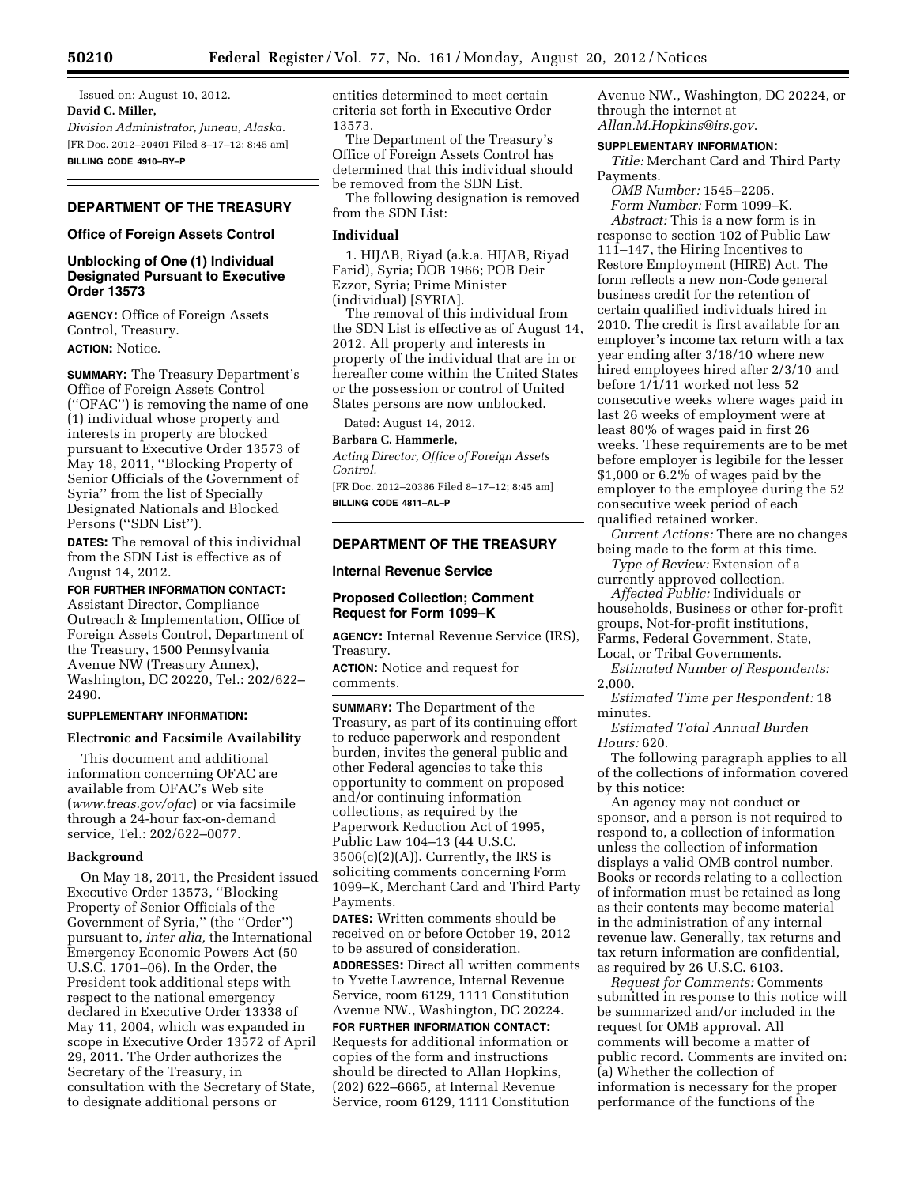Issued on: August 10, 2012.

**David C. Miller,**

*Division Administrator, Juneau, Alaska.*

[FR Doc. 2012–20401 Filed 8–17–12; 8:45 am]

**BILLING CODE 4910–RY–P**

---

## DEPARTMENT OF THE TREASURY

### Office of Foreign Assets Control

### Unblocking of One (1) Individual Designated Pursuant to Executive Order 13573

**AGENCY:** Office of Foreign Assets Control, Treasury.

**ACTION:** Notice.

**SUMMARY:** The Treasury Department's Office of Foreign Assets Control (''OFAC'') is removing the name of one (1) individual whose property and interests in property are blocked pursuant to Executive Order 13573 of May 18, 2011, ''Blocking Property of Senior Officials of the Government of Syria'' from the list of Specially Designated Nationals and Blocked Persons (''SDN List'').

**DATES:** The removal of this individual from the SDN List is effective as of August 14, 2012.

**FOR FURTHER INFORMATION CONTACT:** Assistant Director, Compliance Outreach & Implementation, Office of Foreign Assets Control, Department of the Treasury, 1500 Pennsylvania Avenue NW (Treasury Annex), Washington, DC 20220, Tel.: 202/622–2490.

**SUPPLEMENTARY INFORMATION:**

#### Electronic and Facsimile Availability

This document and additional information concerning OFAC are available from OFAC's Web site (*www.treas.gov/ofac*) or via facsimile through a 24-hour fax-on-demand service, Tel.: 202/622–0077.

#### Background

On May 18, 2011, the President issued Executive Order 13573, ''Blocking Property of Senior Officials of the Government of Syria,'' (the ''Order'') pursuant to, *inter alia,* the International Emergency Economic Powers Act (50 U.S.C. 1701–06). In the Order, the President took additional steps with respect to the national emergency declared in Executive Order 13338 of May 11, 2004, which was expanded in scope in Executive Order 13572 of April 29, 2011. The Order authorizes the Secretary of the Treasury, in consultation with the Secretary of State, to designate additional persons or entities determined to meet certain criteria set forth in Executive Order 13573.

The Department of the Treasury's Office of Foreign Assets Control has determined that this individual should be removed from the SDN List.

The following designation is removed from the SDN List:

#### Individual

1. HIJAB, Riyad (a.k.a. HIJAB, Riyad Farid), Syria; DOB 1966; POB Deir Ezzor, Syria; Prime Minister (individual) [SYRIA].

The removal of this individual from the SDN List is effective as of August 14, 2012. All property and interests in property of the individual that are in or hereafter come within the United States or the possession or control of United States persons are now unblocked.

Dated: August 14, 2012.

**Barbara C. Hammerle,**

*Acting Director, Office of Foreign Assets Control.*

[FR Doc. 2012–20386 Filed 8–17–12; 8:45 am]

**BILLING CODE 4811–AL–P**

---

## DEPARTMENT OF THE TREASURY

### Internal Revenue Service

### Proposed Collection; Comment Request for Form 1099–K

**AGENCY:** Internal Revenue Service (IRS), Treasury.

**ACTION:** Notice and request for comments.

**SUMMARY:** The Department of the Treasury, as part of its continuing effort to reduce paperwork and respondent burden, invites the general public and other Federal agencies to take this opportunity to comment on proposed and/or continuing information collections, as required by the Paperwork Reduction Act of 1995, Public Law 104–13 (44 U.S.C. 3506(c)(2)(A)). Currently, the IRS is soliciting comments concerning Form 1099–K, Merchant Card and Third Party Payments.

**DATES:** Written comments should be received on or before October 19, 2012 to be assured of consideration.

**ADDRESSES:** Direct all written comments to Yvette Lawrence, Internal Revenue Service, room 6129, 1111 Constitution Avenue NW., Washington, DC 20224.

**FOR FURTHER INFORMATION CONTACT:** Requests for additional information or copies of the form and instructions should be directed to Allan Hopkins, (202) 622–6665, at Internal Revenue Service, room 6129, 1111 Constitution Avenue NW., Washington, DC 20224, or through the internet at *Allan.M.Hopkins@irs.gov*.

**SUPPLEMENTARY INFORMATION:**

*Title:* Merchant Card and Third Party Payments.

*OMB Number:* 1545–2205.

*Form Number:* Form 1099–K.

*Abstract:* This is a new form is in response to section 102 of Public Law 111–147, the Hiring Incentives to Restore Employment (HIRE) Act. The form reflects a new non-Code general business credit for the retention of certain qualified individuals hired in 2010. The credit is first available for an employer's income tax return with a tax year ending after 3/18/10 where new hired employees hired after 2/3/10 and before 1/1/11 worked not less 52 consecutive weeks where wages paid in last 26 weeks of employment were at least 80% of wages paid in first 26 weeks. These requirements are to be met before employer is legibile for the lesser $1,000 or 6.2% of wages paid by the employer to the employee during the 52 consecutive week period of each qualified retained worker.

*Current Actions:* There are no changes being made to the form at this time.

*Type of Review:* Extension of a currently approved collection.

*Affected Public:* Individuals or households, Business or other for-profit groups, Not-for-profit institutions, Farms, Federal Government, State, Local, or Tribal Governments.

*Estimated Number of Respondents:* 2,000.

*Estimated Time per Respondent:* 18 minutes.

*Estimated Total Annual Burden Hours:* 620.

The following paragraph applies to all of the collections of information covered by this notice:

An agency may not conduct or sponsor, and a person is not required to respond to, a collection of information unless the collection of information displays a valid OMB control number. Books or records relating to a collection of information must be retained as long as their contents may become material in the administration of any internal revenue law. Generally, tax returns and tax return information are confidential, as required by 26 U.S.C. 6103.

*Request for Comments:* Comments submitted in response to this notice will be summarized and/or included in the request for OMB approval. All comments will become a matter of public record. Comments are invited on: (a) Whether the collection of information is necessary for the proper performance of the functions of the